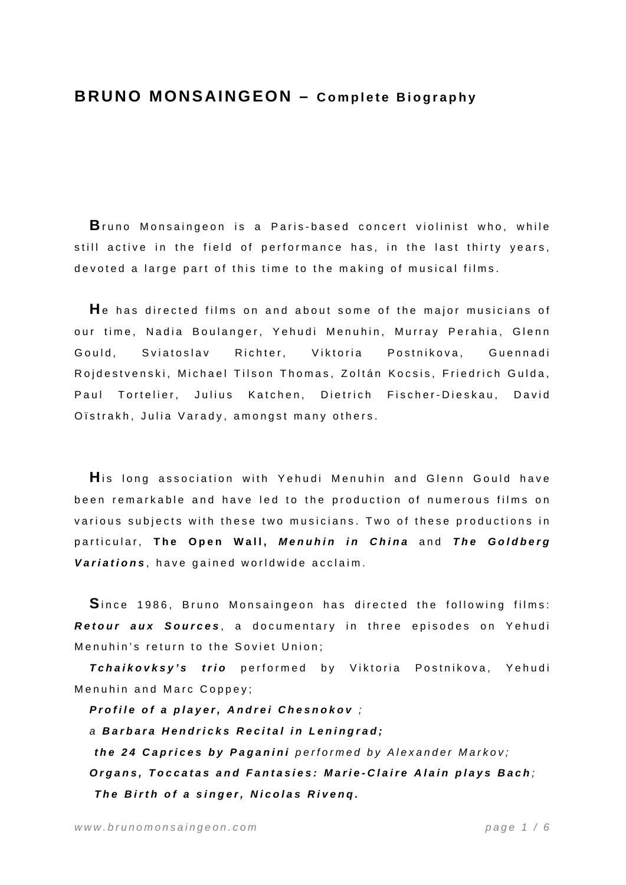# BRUNO MONSAINGEON – Complete Biography

Bruno Monsaingeon is a Paris-based concert violinist who, while still active in the field of performance has, in the last thirty years, devoted a large part of this time to the making of musical films.

He has directed films on and about some of the major musicians of our time, Nadia Boulanger, Yehudi Menuhin, Murray Perahia, Glenn Gould, Sviatoslav Richter, Viktoria Postnikova, Guennadi Rojdestvenski, Michael Tilson Thomas, Zoltán Kocsis, Friedrich Gulda, Paul Tortelier, Julius Katchen, Dietrich Fischer-Dieskau, David Oïstrakh, Julia Varady, amongst many others.

His long association with Yehudi Menuhin and Glenn Gould have been remarkable and have led to the production of numerous films on various subjects with these two musicians. Two of these productions in particular, **The Open Wall,** ***Menuhin in China*** and ***The Goldberg Variations***, have gained worldwide acclaim.

Since 1986, Bruno Monsaingeon has directed the following films: ***Retour aux Sources***, a documentary in three episodes on Yehudi Menuhin's return to the Soviet Union;

***Tchaikovksy's trio*** performed by Viktoria Postnikova, Yehudi Menuhin and Marc Coppey;

***Profile of a player, Andrei Chesnokov*** *;*

*a* ***Barbara Hendricks Recital in Leningrad;***

***the 24 Caprices by Paganini*** *performed by Alexander Markov;*

***Organs, Toccatas and Fantasies: Marie-Claire Alain plays Bach****;*

***The Birth of a singer, Nicolas Rivenq.***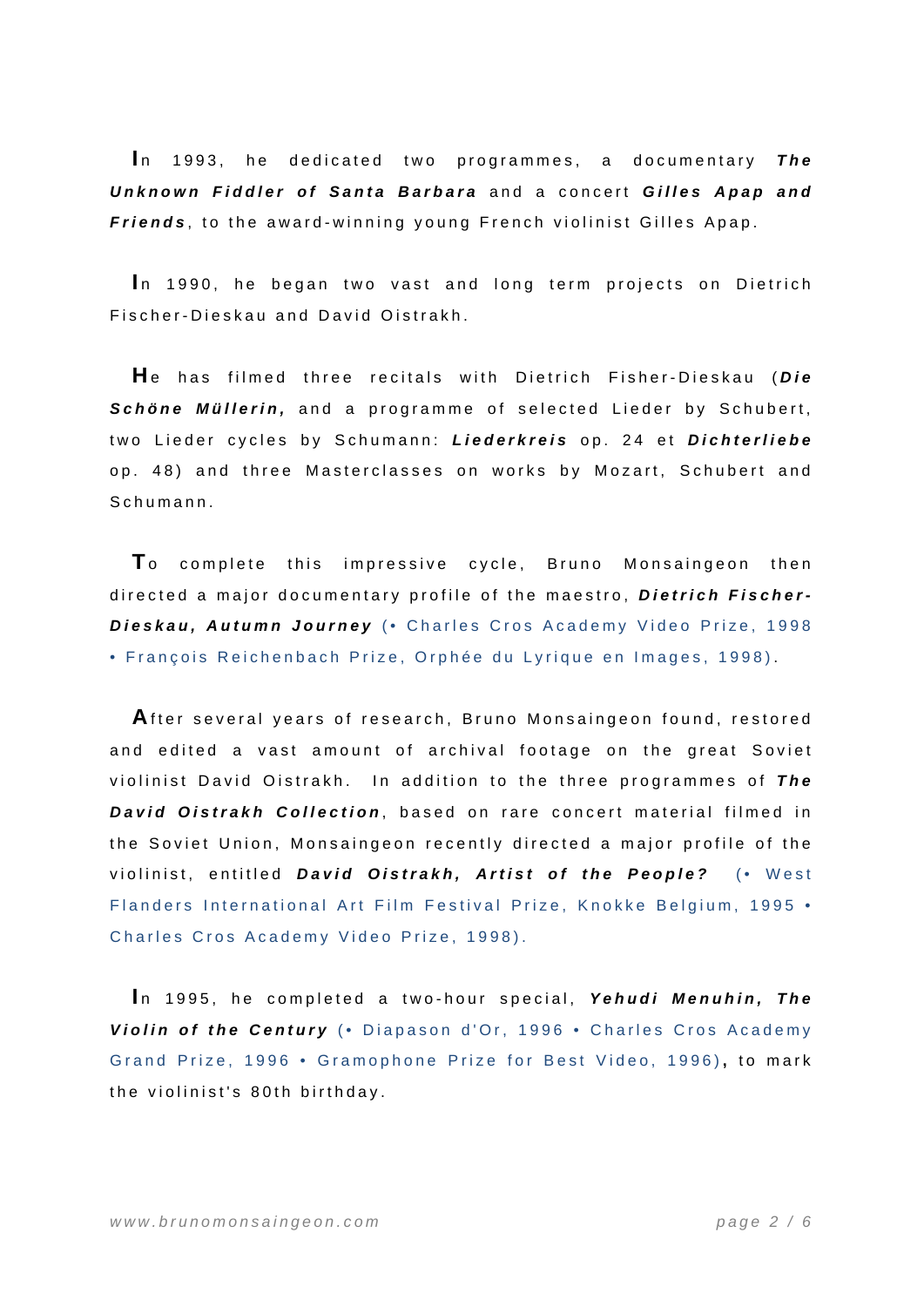In 1993, he dedicated two programmes, a documentary ***The Unknown Fiddler of Santa Barbara*** and a concert ***Gilles Apap and Friends***, to the award-winning young French violinist Gilles Apap.

In 1990, he began two vast and long term projects on Dietrich Fischer-Dieskau and David Oistrakh.

He has filmed three recitals with Dietrich Fisher-Dieskau (***Die Schöne Müllerin,*** and a programme of selected Lieder by Schubert, two Lieder cycles by Schumann: ***Liederkreis*** op. 24 et ***Dichterliebe*** op. 48) and three Masterclasses on works by Mozart, Schubert and Schumann.

To complete this impressive cycle, Bruno Monsaingeon then directed a major documentary profile of the maestro, ***Dietrich Fischer-Dieskau, Autumn Journey*** (• Charles Cros Academy Video Prize, 1998 • François Reichenbach Prize, Orphée du Lyrique en Images, 1998).

After several years of research, Bruno Monsaingeon found, restored and edited a vast amount of archival footage on the great Soviet violinist David Oistrakh. In addition to the three programmes of ***The David Oistrakh Collection***, based on rare concert material filmed in the Soviet Union, Monsaingeon recently directed a major profile of the violinist, entitled ***David Oistrakh, Artist of the People?*** (• West Flanders International Art Film Festival Prize, Knokke Belgium, 1995 • Charles Cros Academy Video Prize, 1998).

In 1995, he completed a two-hour special, ***Yehudi Menuhin, The Violin of the Century*** (• Diapason d'Or, 1996 • Charles Cros Academy Grand Prize, 1996 • Gramophone Prize for Best Video, 1996), to mark the violinist's 80th birthday.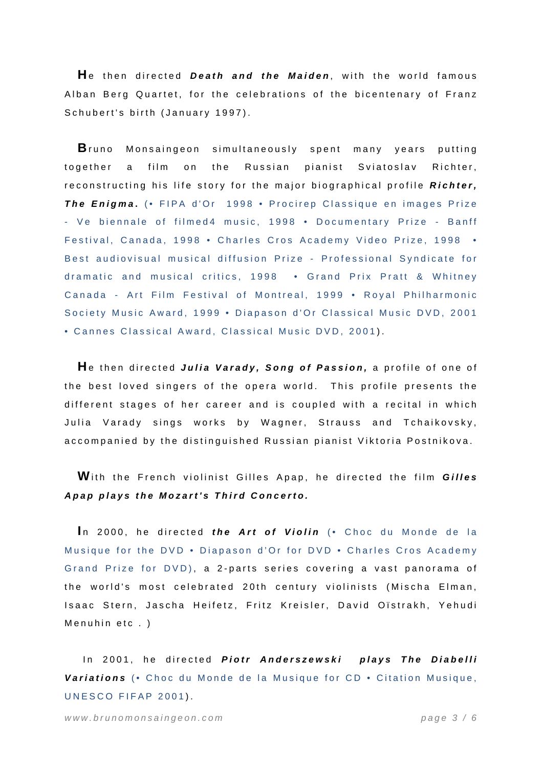He then directed ***Death and the Maiden***, with the world famous Alban Berg Quartet, for the celebrations of the bicentenary of Franz Schubert's birth (January 1997).

Bruno Monsaingeon simultaneously spent many years putting together a film on the Russian pianist Sviatoslav Richter, reconstructing his life story for the major biographical profile ***Richter, The Enigma***. (• FIPA d'Or 1998 • Procirep Classique en images Prize - Ve biennale of filmed4 music, 1998 • Documentary Prize - Banff Festival, Canada, 1998 • Charles Cros Academy Video Prize, 1998 • Best audiovisual musical diffusion Prize - Professional Syndicate for dramatic and musical critics, 1998 • Grand Prix Pratt & Whitney Canada - Art Film Festival of Montreal, 1999 • Royal Philharmonic Society Music Award, 1999 • Diapason d'Or Classical Music DVD, 2001 • Cannes Classical Award, Classical Music DVD, 2001).

He then directed ***Julia Varady, Song of Passion,*** a profile of one of the best loved singers of the opera world. This profile presents the different stages of her career and is coupled with a recital in which Julia Varady sings works by Wagner, Strauss and Tchaikovsky, accompanied by the distinguished Russian pianist Viktoria Postnikova.

With the French violinist Gilles Apap, he directed the film ***Gilles Apap plays the Mozart's Third Concerto.***

In 2000, he directed ***the Art of Violin*** (• Choc du Monde de la Musique for the DVD • Diapason d'Or for DVD • Charles Cros Academy Grand Prize for DVD), a 2-parts series covering a vast panorama of the world's most celebrated 20th century violinists (Mischa Elman, Isaac Stern, Jascha Heifetz, Fritz Kreisler, David Oïstrakh, Yehudi Menuhin etc . )

In 2001, he directed ***Piotr Anderszewski plays The Diabelli Variations*** (• Choc du Monde de la Musique for CD • Citation Musique, UNESCO FIFAP 2001).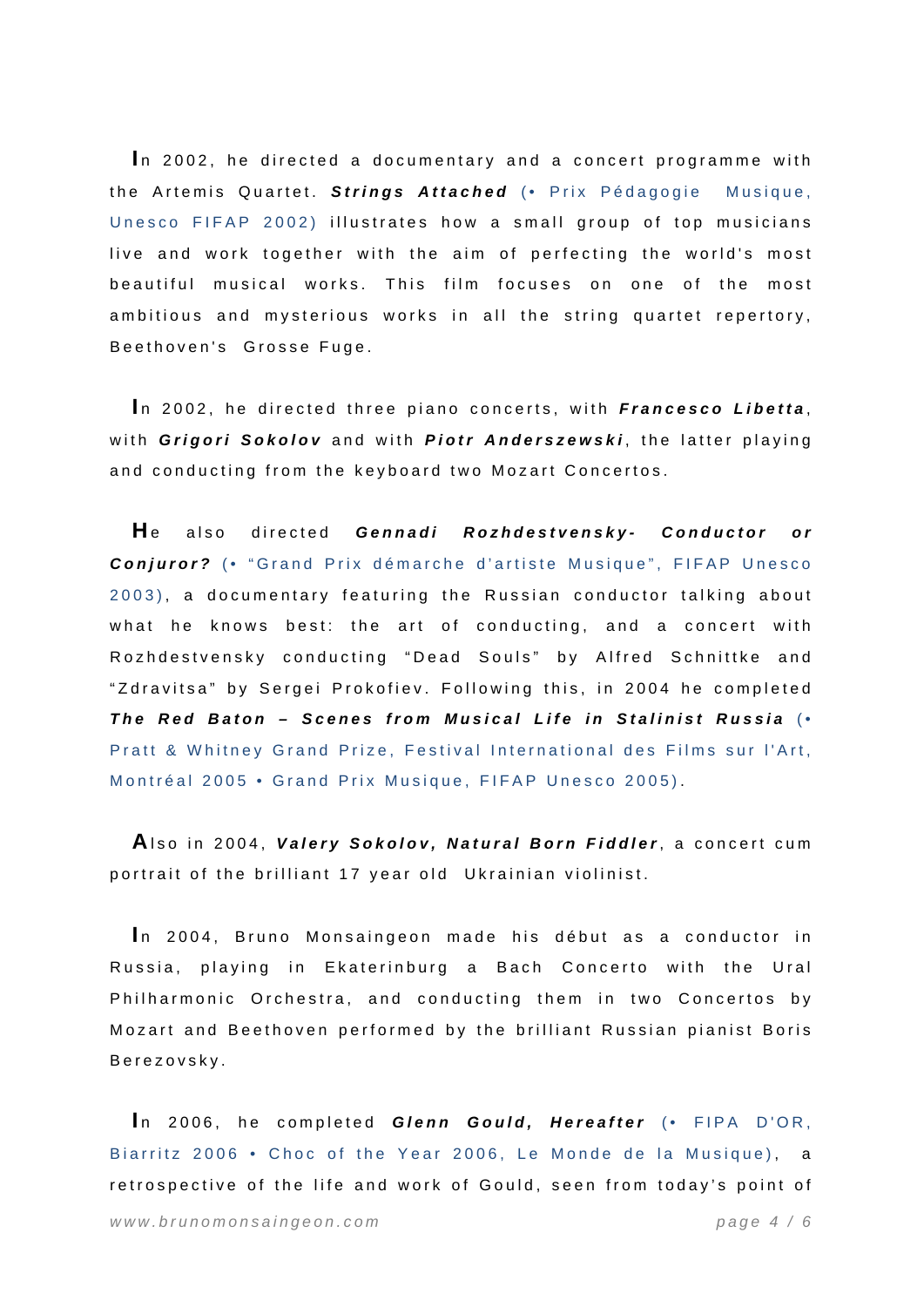In 2002, he directed a documentary and a concert programme with the Artemis Quartet. ***Strings Attached*** (• Prix Pédagogie Musique, Unesco FIFAP 2002) illustrates how a small group of top musicians live and work together with the aim of perfecting the world's most beautiful musical works. This film focuses on one of the most ambitious and mysterious works in all the string quartet repertory, Beethoven's Grosse Fuge.

In 2002, he directed three piano concerts, with ***Francesco Libetta***, with ***Grigori Sokolov*** and with ***Piotr Anderszewski***, the latter playing and conducting from the keyboard two Mozart Concertos.

He also directed ***Gennadi Rozhdestvensky- Conductor or Conjuror?*** (• "Grand Prix démarche d'artiste Musique", FIFAP Unesco 2003), a documentary featuring the Russian conductor talking about what he knows best: the art of conducting, and a concert with Rozhdestvensky conducting "Dead Souls" by Alfred Schnittke and "Zdravitsa" by Sergei Prokofiev. Following this, in 2004 he completed ***The Red Baton – Scenes from Musical Life in Stalinist Russia*** (• Pratt & Whitney Grand Prize, Festival International des Films sur l'Art, Montréal 2005 • Grand Prix Musique, FIFAP Unesco 2005).

Also in 2004, ***Valery Sokolov, Natural Born Fiddler***, a concert cum portrait of the brilliant 17 year old Ukrainian violinist.

In 2004, Bruno Monsaingeon made his début as a conductor in Russia, playing in Ekaterinburg a Bach Concerto with the Ural Philharmonic Orchestra, and conducting them in two Concertos by Mozart and Beethoven performed by the brilliant Russian pianist Boris Berezovsky.

In 2006, he completed ***Glenn Gould, Hereafter*** (• FIPA D'OR, Biarritz 2006 • Choc of the Year 2006, Le Monde de la Musique), a retrospective of the life and work of Gould, seen from today's point of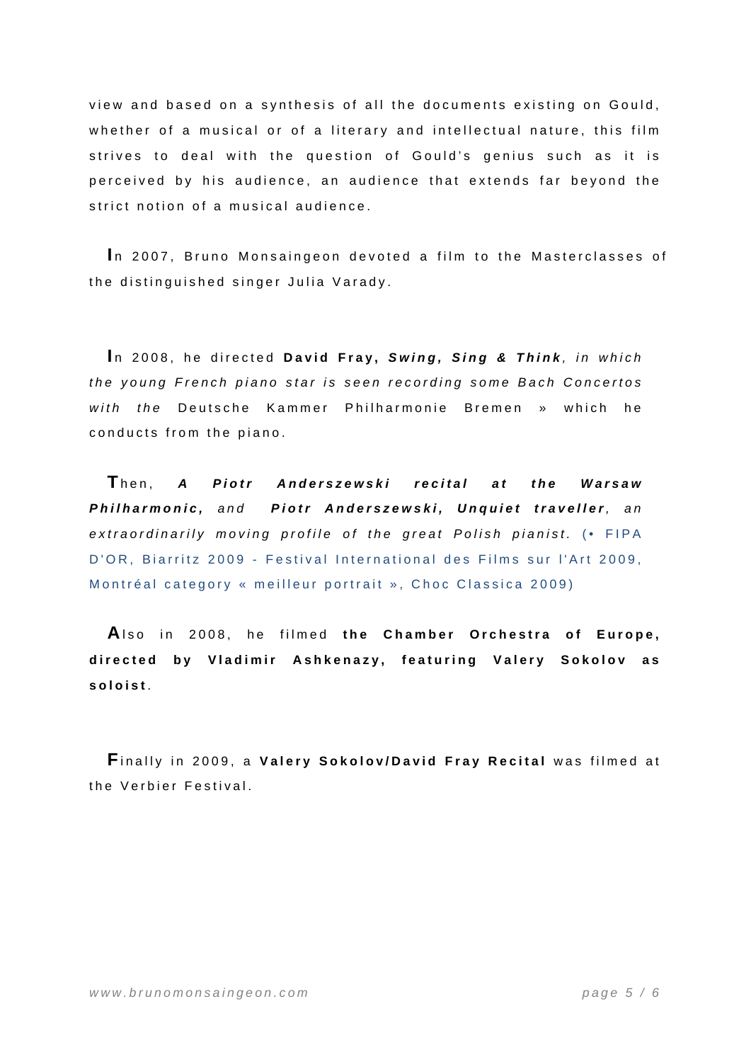view and based on a synthesis of all the documents existing on Gould, whether of a musical or of a literary and intellectual nature, this film strives to deal with the question of Gould's genius such as it is perceived by his audience, an audience that extends far beyond the strict notion of a musical audience.

In 2007, Bruno Monsaingeon devoted a film to the Masterclasses of the distinguished singer Julia Varady.

In 2008, he directed **David Fray, *Swing, Sing & Think***, *in which the young French piano star is seen recording some Bach Concertos with the* Deutsche Kammer Philharmonie Bremen » which he conducts from the piano.

Then, ***A Piotr Anderszewski recital at the Warsaw Philharmonic,*** *and* ***Piotr Anderszewski, Unquiet traveller****, an extraordinarily moving profile of the great Polish pianist.* (• FIPA D'OR, Biarritz 2009 - Festival International des Films sur l'Art 2009, Montréal category « meilleur portrait », Choc Classica 2009)

Also in 2008, he filmed **the Chamber Orchestra of Europe, directed by Vladimir Ashkenazy, featuring Valery Sokolov as soloist**.

Finally in 2009, a **Valery Sokolov/David Fray Recital** was filmed at the Verbier Festival.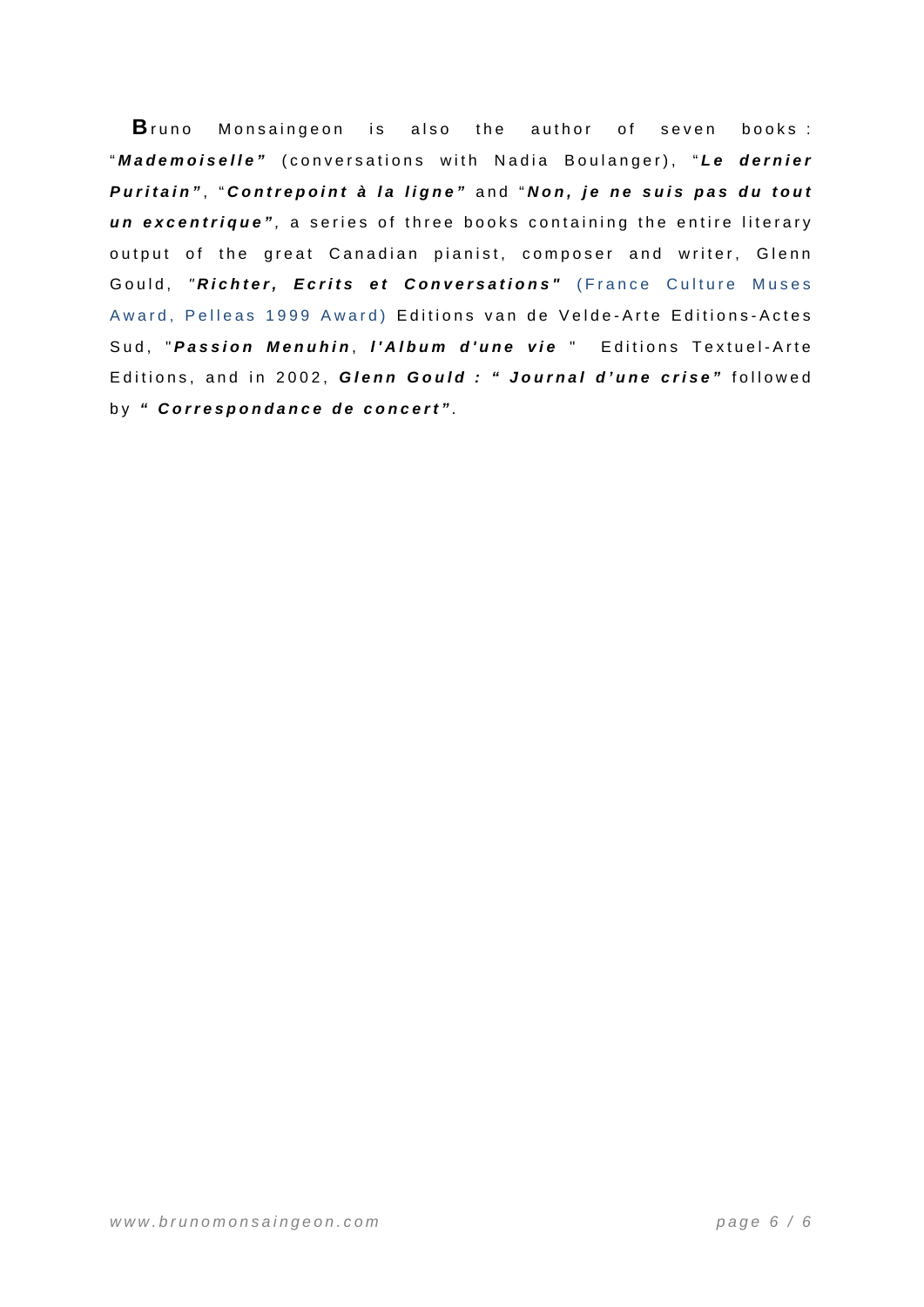**B**runo Monsaingeon is also the author of seven books : "***Mademoiselle"*** (conversations with Nadia Boulanger), "***Le dernier Puritain"***, "***Contrepoint à la ligne"*** and "***Non, je ne suis pas du tout un excentrique"***, a series of three books containing the entire literary output of the great Canadian pianist, composer and writer, Glenn Gould, *"**Richter, Ecrits et Conversations**"* (France Culture Muses Award, Pelleas 1999 Award) Editions van de Velde-Arte Editions-Actes Sud, "***Passion Menuhin***, ***l'Album d'une vie*** " Editions Textuel-Arte Editions, and in 2002, ***Glenn Gould : " Journal d'une crise"*** followed by ***" Correspondance de concert"***.